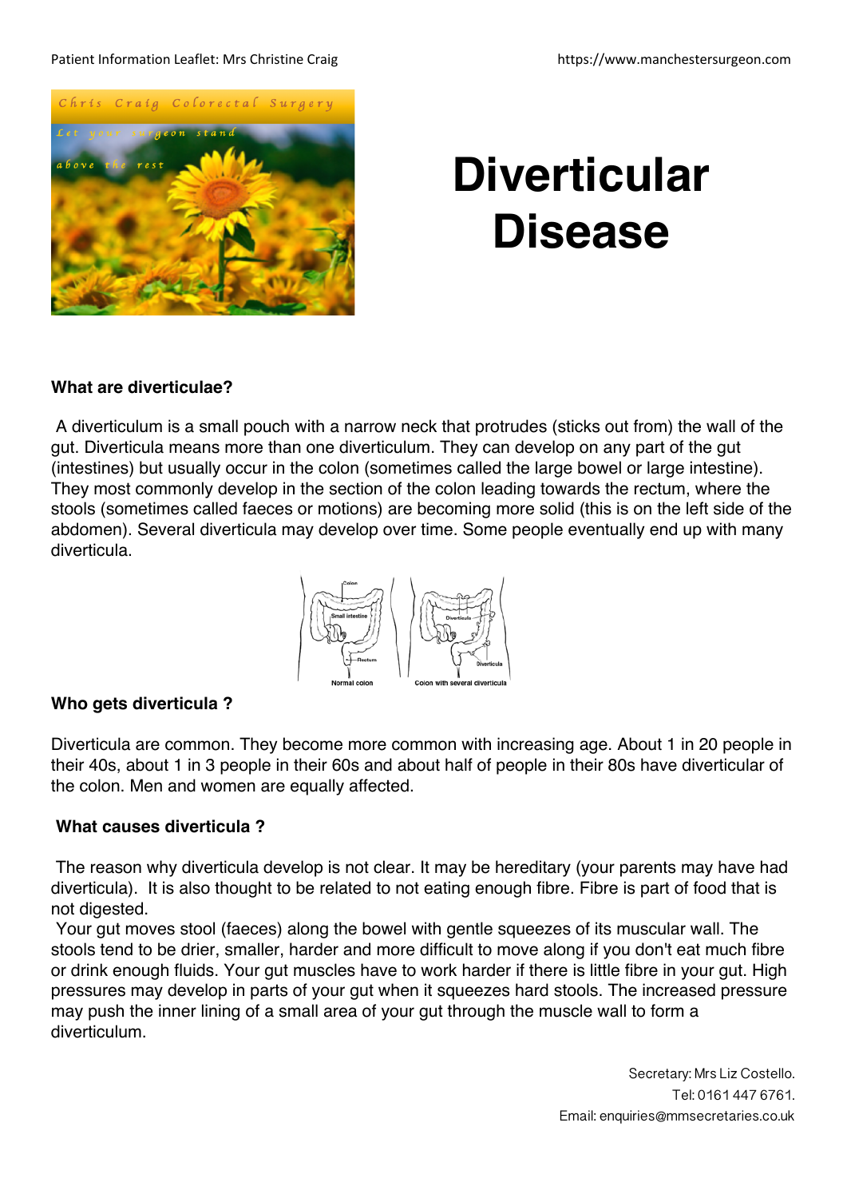Chris Craig Colorectal Surgery

Let your surgeon stand above the rest

# Diverticular Disease

**What are diverticulae?**

A diverticulum is a small pouch with a narrow neck that protrudes (sticks out from) the wall of the gut. Diverticula means more than one diverticulum. They can develop on any part of the gut (intestines) but usually occur in the colon (sometimes called the large bowel or large intestine). They most commonly develop in the section of the colon leading towards the rectum, where the stools (sometimes called faeces or motions) are becoming more solid (this is on the left side of the abdomen). Several diverticula may develop over time. Some people eventually end up with many diverticula.

Normal colon — Colon with several diverticula

**Who gets diverticula ?**

Diverticula are common. They become more common with increasing age. About 1 in 20 people in their 40s, about 1 in 3 people in their 60s and about half of people in their 80s have diverticular of the colon. Men and women are equally affected.

**What causes diverticula ?**

The reason why diverticula develop is not clear. It may be hereditary (your parents may have had diverticula). It is also thought to be related to not eating enough fibre. Fibre is part of food that is not digested.

Your gut moves stool (faeces) along the bowel with gentle squeezes of its muscular wall. The stools tend to be drier, smaller, harder and more difficult to move along if you don't eat much fibre or drink enough fluids. Your gut muscles have to work harder if there is little fibre in your gut. High pressures may develop in parts of your gut when it squeezes hard stools. The increased pressure may push the inner lining of a small area of your gut through the muscle wall to form a diverticulum.

Secretary: Mrs Liz Costello.
Tel: 0161 447 6761.
Email: enquiries@mmsecretaries.co.uk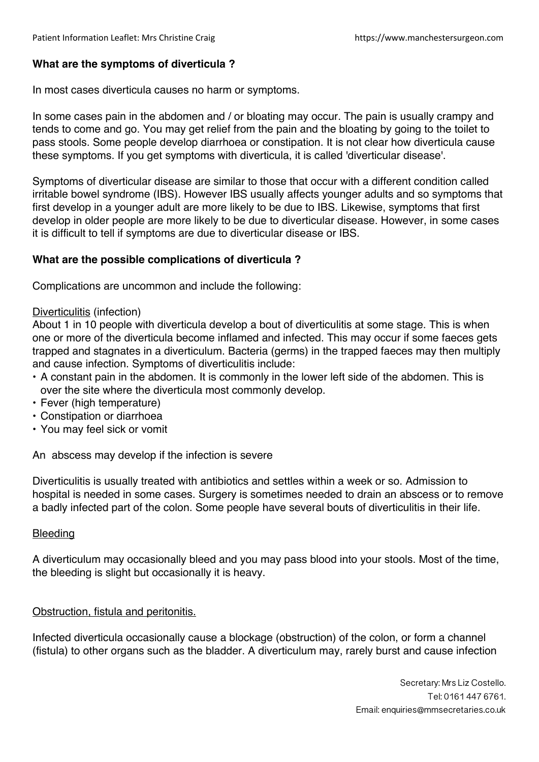**What are the symptoms of diverticula ?**

In most cases diverticula causes no harm or symptoms.

In some cases pain in the abdomen and / or bloating may occur. The pain is usually crampy and tends to come and go. You may get relief from the pain and the bloating by going to the toilet to pass stools. Some people develop diarrhoea or constipation. It is not clear how diverticula cause these symptoms. If you get symptoms with diverticula, it is called 'diverticular disease'.

Symptoms of diverticular disease are similar to those that occur with a different condition called irritable bowel syndrome (IBS). However IBS usually affects younger adults and so symptoms that first develop in a younger adult are more likely to be due to IBS. Likewise, symptoms that first develop in older people are more likely to be due to diverticular disease. However, in some cases it is difficult to tell if symptoms are due to diverticular disease or IBS.

**What are the possible complications of diverticula ?**

Complications are uncommon and include the following:

Diverticulitis (infection)
About 1 in 10 people with diverticula develop a bout of diverticulitis at some stage. This is when one or more of the diverticula become inflamed and infected. This may occur if some faeces gets trapped and stagnates in a diverticulum. Bacteria (germs) in the trapped faeces may then multiply and cause infection. Symptoms of diverticulitis include:

- A constant pain in the abdomen. It is commonly in the lower left side of the abdomen. This is over the site where the diverticula most commonly develop.
- Fever (high temperature)
- Constipation or diarrhoea
- You may feel sick or vomit

An abscess may develop if the infection is severe

Diverticulitis is usually treated with antibiotics and settles within a week or so. Admission to hospital is needed in some cases. Surgery is sometimes needed to drain an abscess or to remove a badly infected part of the colon. Some people have several bouts of diverticulitis in their life.

Bleeding

A diverticulum may occasionally bleed and you may pass blood into your stools. Most of the time, the bleeding is slight but occasionally it is heavy.

Obstruction, fistula and peritonitis.

Infected diverticula occasionally cause a blockage (obstruction) of the colon, or form a channel (fistula) to other organs such as the bladder. A diverticulum may, rarely burst and cause infection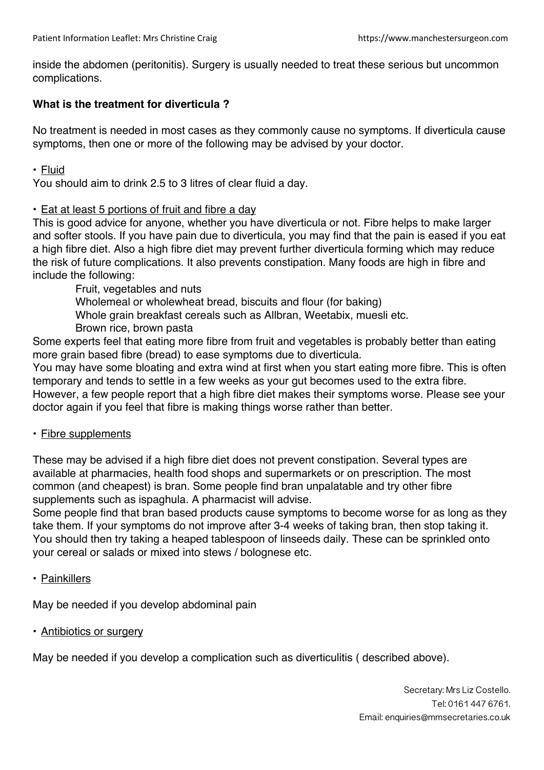inside the abdomen (peritonitis). Surgery is usually needed to treat these serious but uncommon complications.

**What is the treatment for diverticula ?**

No treatment is needed in most cases as they commonly cause no symptoms. If diverticula cause symptoms, then one or more of the following may be advised by your doctor.

• Fluid

You should aim to drink 2.5 to 3 litres of clear fluid a day.

• Eat at least 5 portions of fruit and fibre a day

This is good advice for anyone, whether you have diverticula or not. Fibre helps to make larger and softer stools. If you have pain due to diverticula, you may find that the pain is eased if you eat a high fibre diet. Also a high fibre diet may prevent further diverticula forming which may reduce the risk of future complications. It also prevents constipation. Many foods are high in fibre and include the following:

Fruit, vegetables and nuts
Wholemeal or wholewheat bread, biscuits and flour (for baking)
Whole grain breakfast cereals such as Allbran, Weetabix, muesli etc.
Brown rice, brown pasta

Some experts feel that eating more fibre from fruit and vegetables is probably better than eating more grain based fibre (bread) to ease symptoms due to diverticula.
You may have some bloating and extra wind at first when you start eating more fibre. This is often temporary and tends to settle in a few weeks as your gut becomes used to the extra fibre. However, a few people report that a high fibre diet makes their symptoms worse. Please see your doctor again if you feel that fibre is making things worse rather than better.

• Fibre supplements

These may be advised if a high fibre diet does not prevent constipation. Several types are available at pharmacies, health food shops and supermarkets or on prescription. The most common (and cheapest) is bran. Some people find bran unpalatable and try other fibre supplements such as ispaghula. A pharmacist will advise.
Some people find that bran based products cause symptoms to become worse for as long as they take them. If your symptoms do not improve after 3-4 weeks of taking bran, then stop taking it. You should then try taking a heaped tablespoon of linseeds daily. These can be sprinkled onto your cereal or salads or mixed into stews / bolognese etc.

• Painkillers

May be needed if you develop abdominal pain

• Antibiotics or surgery

May be needed if you develop a complication such as diverticulitis ( described above).